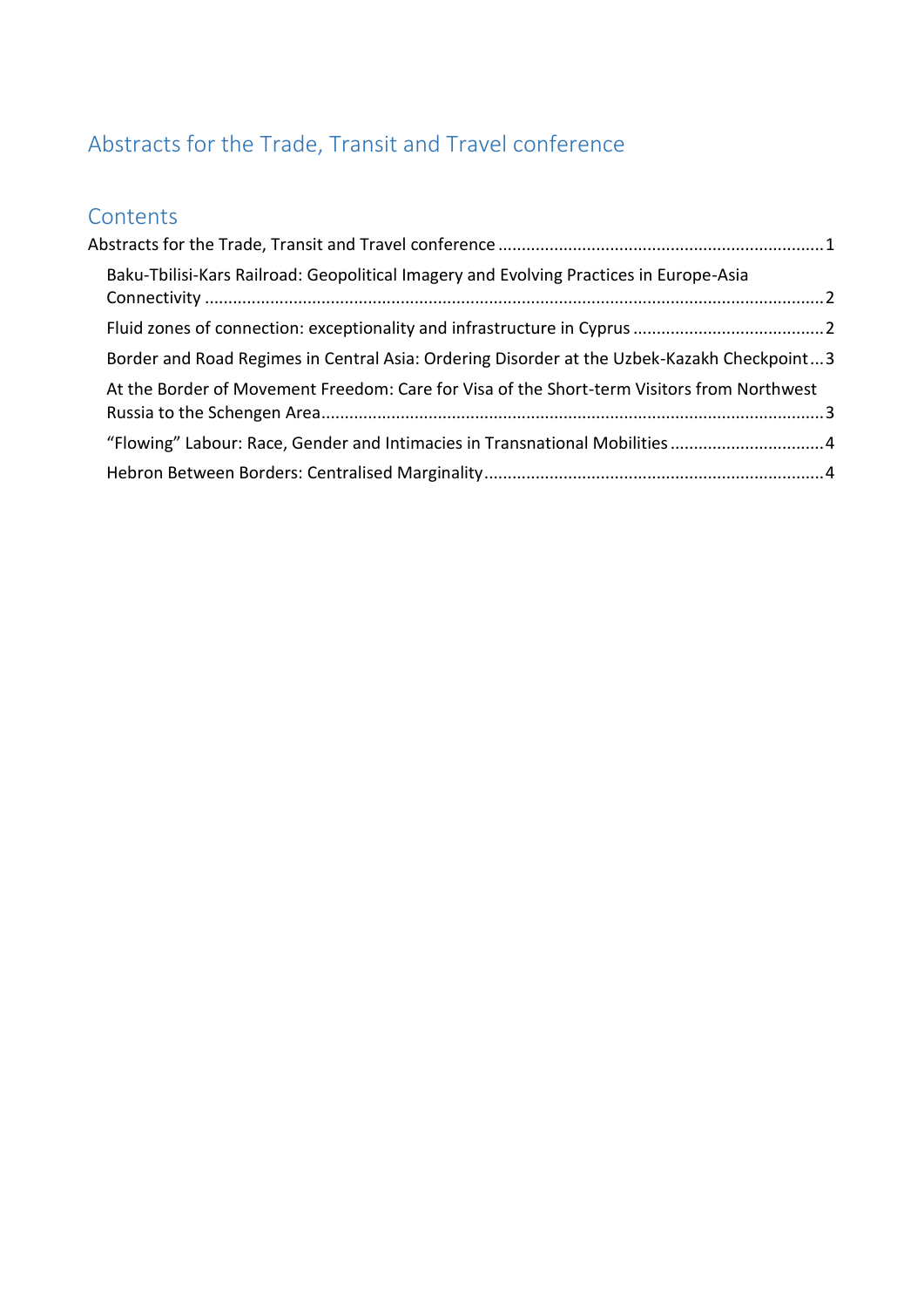# Abstracts for the Trade, Transit and Travel conference

## Contents

- Abstracts for the Trade, Transit and Travel conference ..... 1
  - Baku-Tbilisi-Kars Railroad: Geopolitical Imagery and Evolving Practices in Europe-Asia Connectivity ..... 2
  - Fluid zones of connection: exceptionality and infrastructure in Cyprus ..... 2
  - Border and Road Regimes in Central Asia: Ordering Disorder at the Uzbek-Kazakh Checkpoint ..... 3
  - At the Border of Movement Freedom: Care for Visa of the Short-term Visitors from Northwest Russia to the Schengen Area ..... 3
  - "Flowing" Labour: Race, Gender and Intimacies in Transnational Mobilities ..... 4
  - Hebron Between Borders: Centralised Marginality ..... 4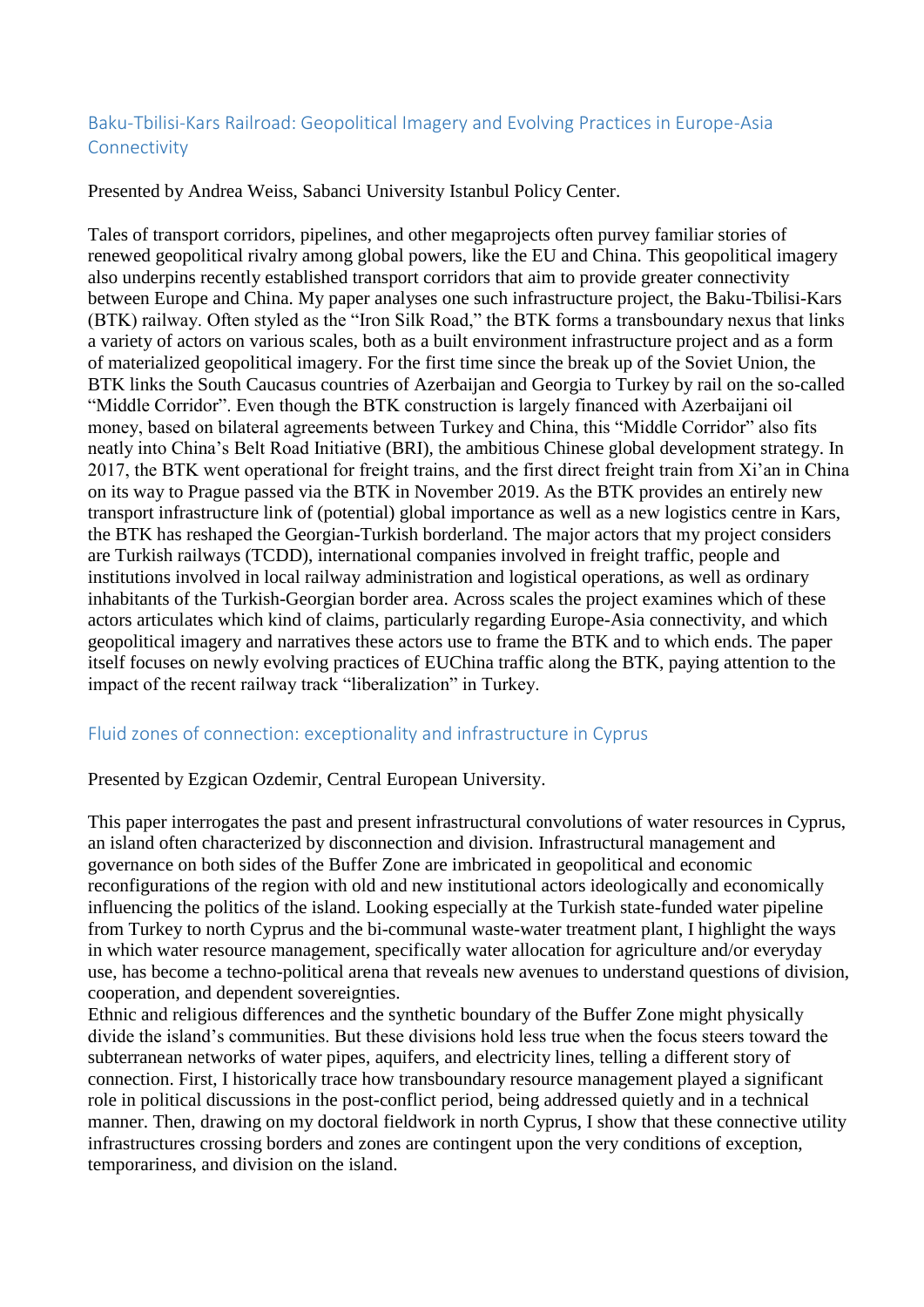## Baku-Tbilisi-Kars Railroad: Geopolitical Imagery and Evolving Practices in Europe-Asia Connectivity

Presented by Andrea Weiss, Sabanci University Istanbul Policy Center.

Tales of transport corridors, pipelines, and other megaprojects often purvey familiar stories of renewed geopolitical rivalry among global powers, like the EU and China. This geopolitical imagery also underpins recently established transport corridors that aim to provide greater connectivity between Europe and China. My paper analyses one such infrastructure project, the Baku-Tbilisi-Kars (BTK) railway. Often styled as the "Iron Silk Road," the BTK forms a transboundary nexus that links a variety of actors on various scales, both as a built environment infrastructure project and as a form of materialized geopolitical imagery. For the first time since the break up of the Soviet Union, the BTK links the South Caucasus countries of Azerbaijan and Georgia to Turkey by rail on the so-called "Middle Corridor". Even though the BTK construction is largely financed with Azerbaijani oil money, based on bilateral agreements between Turkey and China, this "Middle Corridor" also fits neatly into China's Belt Road Initiative (BRI), the ambitious Chinese global development strategy. In 2017, the BTK went operational for freight trains, and the first direct freight train from Xi'an in China on its way to Prague passed via the BTK in November 2019. As the BTK provides an entirely new transport infrastructure link of (potential) global importance as well as a new logistics centre in Kars, the BTK has reshaped the Georgian-Turkish borderland. The major actors that my project considers are Turkish railways (TCDD), international companies involved in freight traffic, people and institutions involved in local railway administration and logistical operations, as well as ordinary inhabitants of the Turkish-Georgian border area. Across scales the project examines which of these actors articulates which kind of claims, particularly regarding Europe-Asia connectivity, and which geopolitical imagery and narratives these actors use to frame the BTK and to which ends. The paper itself focuses on newly evolving practices of EUChina traffic along the BTK, paying attention to the impact of the recent railway track "liberalization" in Turkey.

## Fluid zones of connection: exceptionality and infrastructure in Cyprus

Presented by Ezgican Ozdemir, Central European University.

This paper interrogates the past and present infrastructural convolutions of water resources in Cyprus, an island often characterized by disconnection and division. Infrastructural management and governance on both sides of the Buffer Zone are imbricated in geopolitical and economic reconfigurations of the region with old and new institutional actors ideologically and economically influencing the politics of the island. Looking especially at the Turkish state-funded water pipeline from Turkey to north Cyprus and the bi-communal waste-water treatment plant, I highlight the ways in which water resource management, specifically water allocation for agriculture and/or everyday use, has become a techno-political arena that reveals new avenues to understand questions of division, cooperation, and dependent sovereignties.

Ethnic and religious differences and the synthetic boundary of the Buffer Zone might physically divide the island's communities. But these divisions hold less true when the focus steers toward the subterranean networks of water pipes, aquifers, and electricity lines, telling a different story of connection. First, I historically trace how transboundary resource management played a significant role in political discussions in the post-conflict period, being addressed quietly and in a technical manner. Then, drawing on my doctoral fieldwork in north Cyprus, I show that these connective utility infrastructures crossing borders and zones are contingent upon the very conditions of exception, temporariness, and division on the island.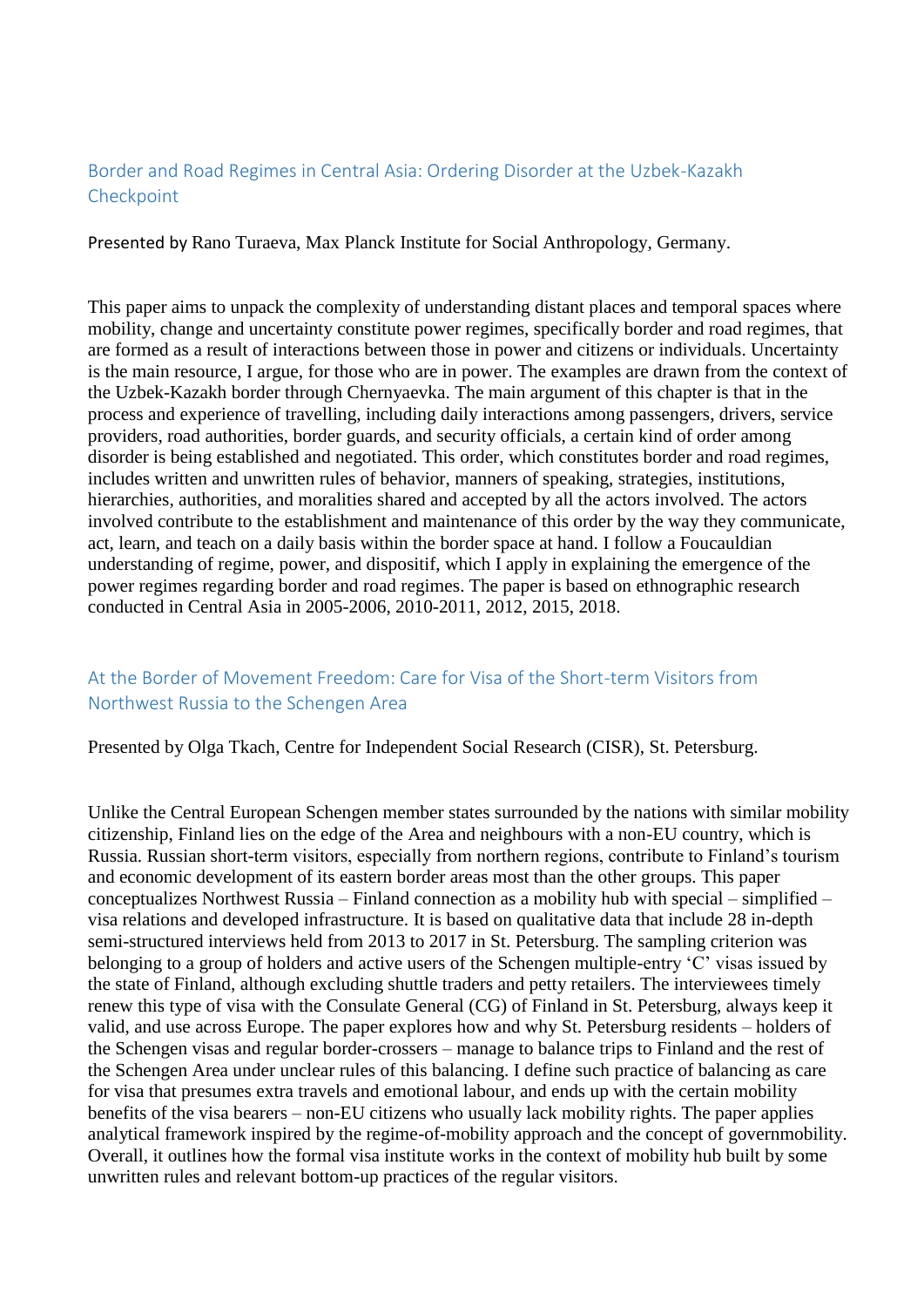## Border and Road Regimes in Central Asia: Ordering Disorder at the Uzbek-Kazakh Checkpoint

Presented by Rano Turaeva, Max Planck Institute for Social Anthropology, Germany.

This paper aims to unpack the complexity of understanding distant places and temporal spaces where mobility, change and uncertainty constitute power regimes, specifically border and road regimes, that are formed as a result of interactions between those in power and citizens or individuals. Uncertainty is the main resource, I argue, for those who are in power. The examples are drawn from the context of the Uzbek-Kazakh border through Chernyaevka. The main argument of this chapter is that in the process and experience of travelling, including daily interactions among passengers, drivers, service providers, road authorities, border guards, and security officials, a certain kind of order among disorder is being established and negotiated. This order, which constitutes border and road regimes, includes written and unwritten rules of behavior, manners of speaking, strategies, institutions, hierarchies, authorities, and moralities shared and accepted by all the actors involved. The actors involved contribute to the establishment and maintenance of this order by the way they communicate, act, learn, and teach on a daily basis within the border space at hand. I follow a Foucauldian understanding of regime, power, and dispositif, which I apply in explaining the emergence of the power regimes regarding border and road regimes. The paper is based on ethnographic research conducted in Central Asia in 2005-2006, 2010-2011, 2012, 2015, 2018.

## At the Border of Movement Freedom: Care for Visa of the Short-term Visitors from Northwest Russia to the Schengen Area

Presented by Olga Tkach, Centre for Independent Social Research (CISR), St. Petersburg.

Unlike the Central European Schengen member states surrounded by the nations with similar mobility citizenship, Finland lies on the edge of the Area and neighbours with a non-EU country, which is Russia. Russian short-term visitors, especially from northern regions, contribute to Finland's tourism and economic development of its eastern border areas most than the other groups. This paper conceptualizes Northwest Russia – Finland connection as a mobility hub with special – simplified – visa relations and developed infrastructure. It is based on qualitative data that include 28 in-depth semi-structured interviews held from 2013 to 2017 in St. Petersburg. The sampling criterion was belonging to a group of holders and active users of the Schengen multiple-entry 'C' visas issued by the state of Finland, although excluding shuttle traders and petty retailers. The interviewees timely renew this type of visa with the Consulate General (CG) of Finland in St. Petersburg, always keep it valid, and use across Europe. The paper explores how and why St. Petersburg residents – holders of the Schengen visas and regular border-crossers – manage to balance trips to Finland and the rest of the Schengen Area under unclear rules of this balancing. I define such practice of balancing as care for visa that presumes extra travels and emotional labour, and ends up with the certain mobility benefits of the visa bearers – non-EU citizens who usually lack mobility rights. The paper applies analytical framework inspired by the regime-of-mobility approach and the concept of governmobility. Overall, it outlines how the formal visa institute works in the context of mobility hub built by some unwritten rules and relevant bottom-up practices of the regular visitors.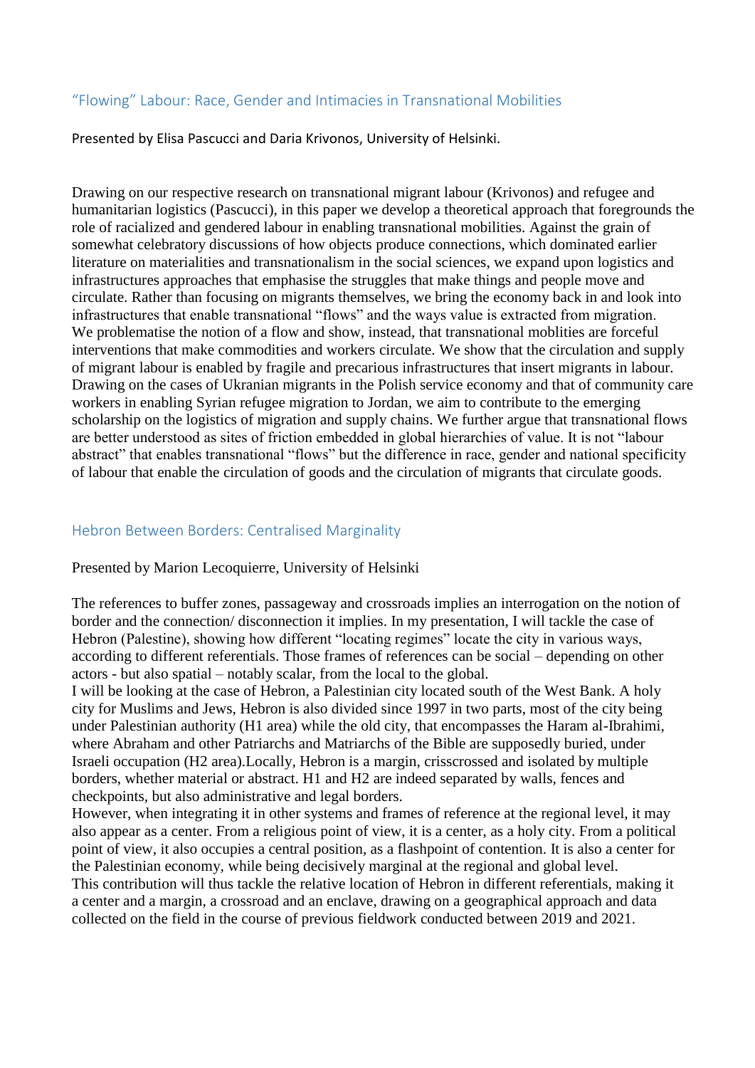## "Flowing" Labour: Race, Gender and Intimacies in Transnational Mobilities

Presented by Elisa Pascucci and Daria Krivonos, University of Helsinki.

Drawing on our respective research on transnational migrant labour (Krivonos) and refugee and humanitarian logistics (Pascucci), in this paper we develop a theoretical approach that foregrounds the role of racialized and gendered labour in enabling transnational mobilities. Against the grain of somewhat celebratory discussions of how objects produce connections, which dominated earlier literature on materialities and transnationalism in the social sciences, we expand upon logistics and infrastructures approaches that emphasise the struggles that make things and people move and circulate. Rather than focusing on migrants themselves, we bring the economy back in and look into infrastructures that enable transnational "flows" and the ways value is extracted from migration. We problematise the notion of a flow and show, instead, that transnational moblities are forceful interventions that make commodities and workers circulate. We show that the circulation and supply of migrant labour is enabled by fragile and precarious infrastructures that insert migrants in labour. Drawing on the cases of Ukranian migrants in the Polish service economy and that of community care workers in enabling Syrian refugee migration to Jordan, we aim to contribute to the emerging scholarship on the logistics of migration and supply chains. We further argue that transnational flows are better understood as sites of friction embedded in global hierarchies of value. It is not "labour abstract" that enables transnational "flows" but the difference in race, gender and national specificity of labour that enable the circulation of goods and the circulation of migrants that circulate goods.

## Hebron Between Borders: Centralised Marginality

Presented by Marion Lecoquierre, University of Helsinki

The references to buffer zones, passageway and crossroads implies an interrogation on the notion of border and the connection/ disconnection it implies. In my presentation, I will tackle the case of Hebron (Palestine), showing how different "locating regimes" locate the city in various ways, according to different referentials. Those frames of references can be social – depending on other actors - but also spatial – notably scalar, from the local to the global.

I will be looking at the case of Hebron, a Palestinian city located south of the West Bank. A holy city for Muslims and Jews, Hebron is also divided since 1997 in two parts, most of the city being under Palestinian authority (H1 area) while the old city, that encompasses the Haram al-Ibrahimi, where Abraham and other Patriarchs and Matriarchs of the Bible are supposedly buried, under Israeli occupation (H2 area).Locally, Hebron is a margin, crisscrossed and isolated by multiple borders, whether material or abstract. H1 and H2 are indeed separated by walls, fences and checkpoints, but also administrative and legal borders.

However, when integrating it in other systems and frames of reference at the regional level, it may also appear as a center. From a religious point of view, it is a center, as a holy city. From a political point of view, it also occupies a central position, as a flashpoint of contention. It is also a center for the Palestinian economy, while being decisively marginal at the regional and global level.

This contribution will thus tackle the relative location of Hebron in different referentials, making it a center and a margin, a crossroad and an enclave, drawing on a geographical approach and data collected on the field in the course of previous fieldwork conducted between 2019 and 2021.